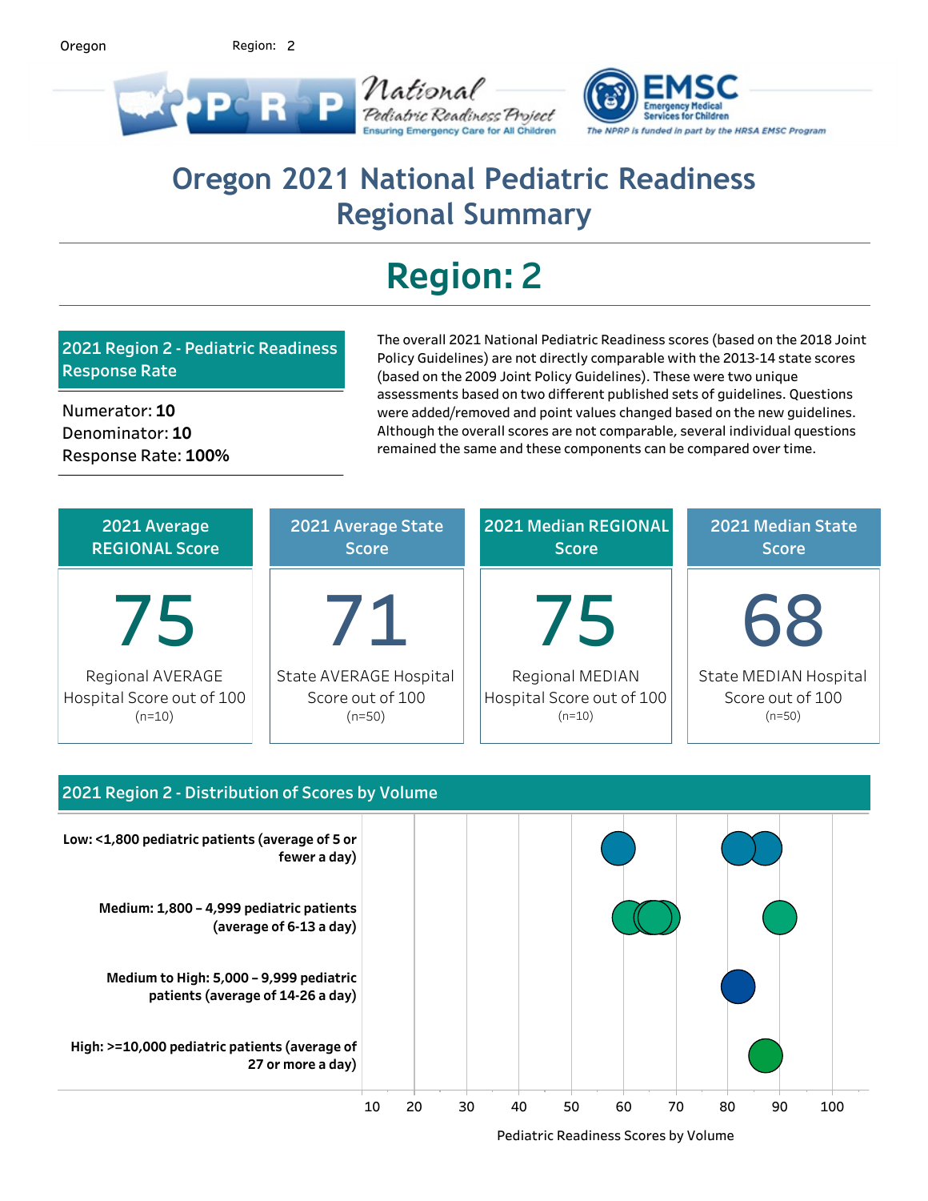Oregon Region: 2

# Oregon 2021 National Pediatric Readiness Regional Summary

# Region: 2

## 2021 Region 2 - Pediatric Readiness Response Rate

Numerator: **10**
Denominator: **10**
Response Rate: **100%**

The overall 2021 National Pediatric Readiness scores (based on the 2018 Joint Policy Guidelines) are not directly comparable with the 2013-14 state scores (based on the 2009 Joint Policy Guidelines). These were two unique assessments based on two different published sets of guidelines. Questions were added/removed and point values changed based on the new guidelines. Although the overall scores are not comparable, several individual questions remained the same and these components can be compared over time.

| 2021 Average REGIONAL Score | 2021 Average State Score | 2021 Median REGIONAL Score | 2021 Median State Score |
|---|---|---|---|
| 75 | 71 | 75 | 68 |
| Regional AVERAGE Hospital Score out of 100 (n=10) | State AVERAGE Hospital Score out of 100 (n=50) | Regional MEDIAN Hospital Score out of 100 (n=10) | State MEDIAN Hospital Score out of 100 (n=50) |

## 2021 Region 2 - Distribution of Scores by Volume

- **Low: <1,800 pediatric patients (average of 5 or fewer a day)**
- **Medium: 1,800 – 4,999 pediatric patients (average of 6-13 a day)**
- **Medium to High: 5,000 – 9,999 pediatric patients (average of 14-26 a day)**
- **High: >=10,000 pediatric patients (average of 27 or more a day)**

Pediatric Readiness Scores by Volume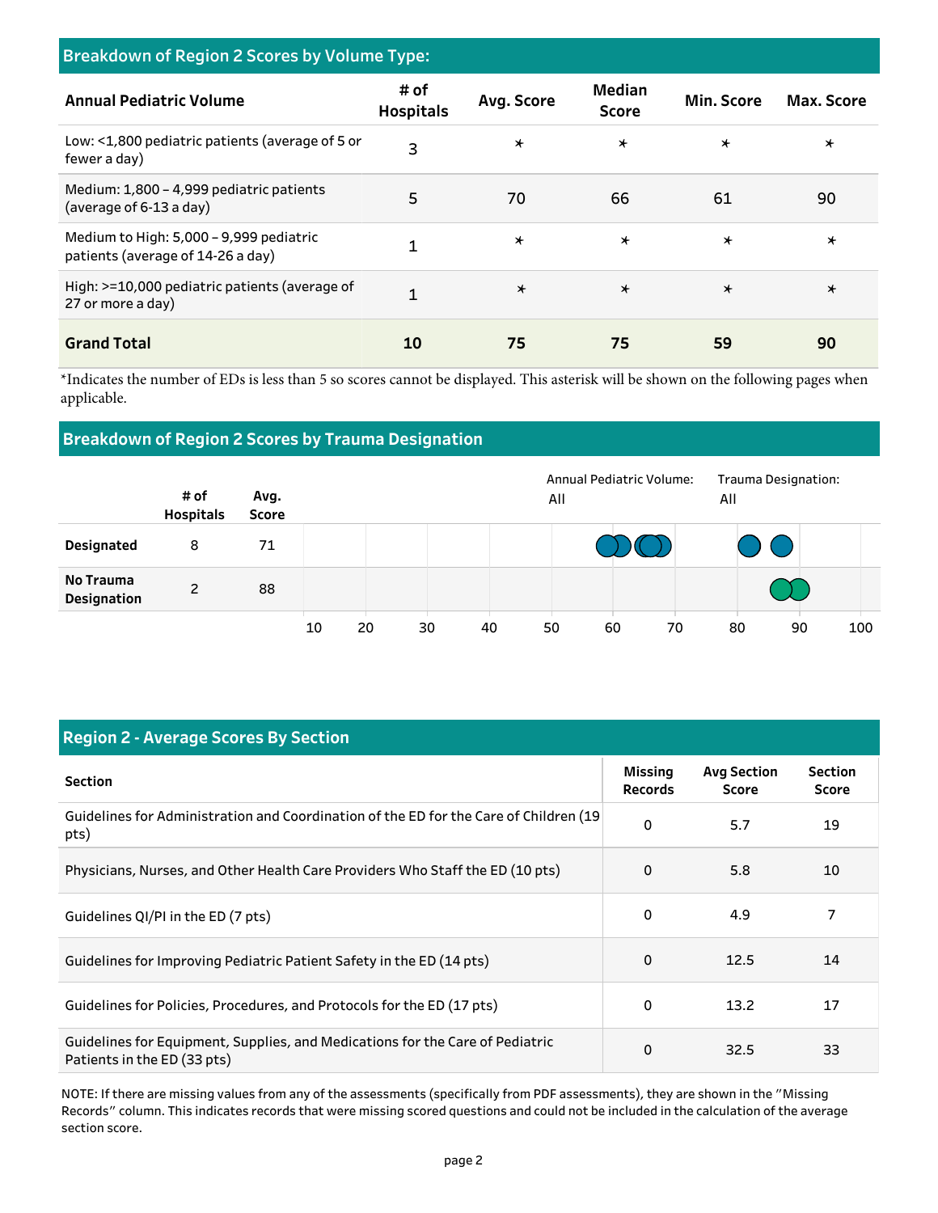## Breakdown of Region 2 Scores by Volume Type:

| Annual Pediatric Volume | # of Hospitals | Avg. Score | Median Score | Min. Score | Max. Score |
|---|---|---|---|---|---|
| Low: <1,800 pediatric patients (average of 5 or fewer a day) | 3 | * | * | * | * |
| Medium: 1,800 – 4,999 pediatric patients (average of 6-13 a day) | 5 | 70 | 66 | 61 | 90 |
| Medium to High: 5,000 – 9,999 pediatric patients (average of 14-26 a day) | 1 | * | * | * | * |
| High: >=10,000 pediatric patients (average of 27 or more a day) | 1 | * | * | * | * |
| **Grand Total** | **10** | **75** | **75** | **59** | **90** |

*Indicates the number of EDs is less than 5 so scores cannot be displayed. This asterisk will be shown on the following pages when applicable.

## Breakdown of Region 2 Scores by Trauma Designation

Annual Pediatric Volume: All

Trauma Designation: All

| | # of Hospitals | Avg. Score |
|---|---|---|
| **Designated** | 8 | 71 |
| **No Trauma Designation** | 2 | 88 |

## Region 2 - Average Scores By Section

| Section | Missing Records | Avg Section Score | Section Score |
|---|---|---|---|
| Guidelines for Administration and Coordination of the ED for the Care of Children (19 pts) | 0 | 5.7 | 19 |
| Physicians, Nurses, and Other Health Care Providers Who Staff the ED (10 pts) | 0 | 5.8 | 10 |
| Guidelines QI/PI in the ED (7 pts) | 0 | 4.9 | 7 |
| Guidelines for Improving Pediatric Patient Safety in the ED (14 pts) | 0 | 12.5 | 14 |
| Guidelines for Policies, Procedures, and Protocols for the ED (17 pts) | 0 | 13.2 | 17 |
| Guidelines for Equipment, Supplies, and Medications for the Care of Pediatric Patients in the ED (33 pts) | 0 | 32.5 | 33 |

NOTE: If there are missing values from any of the assessments (specifically from PDF assessments), they are shown in the "Missing Records" column. This indicates records that were missing scored questions and could not be included in the calculation of the average section score.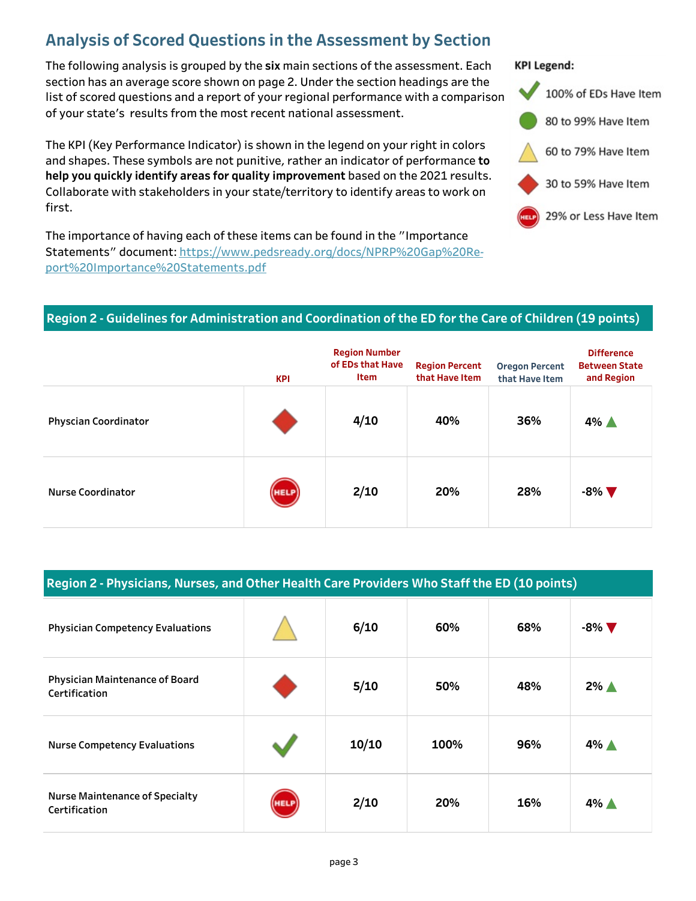## Analysis of Scored Questions in the Assessment by Section

The following analysis is grouped by the **six** main sections of the assessment. Each section has an average score shown on page 2. Under the section headings are the list of scored questions and a report of your regional performance with a comparison of your state's results from the most recent national assessment.

The KPI (Key Performance Indicator) is shown in the legend on your right in colors and shapes. These symbols are not punitive, rather an indicator of performance **to help you quickly identify areas for quality improvement** based on the 2021 results. Collaborate with stakeholders in your state/territory to identify areas to work on first.

The importance of having each of these items can be found in the "Importance Statements" document: https://www.pedsready.org/docs/NPRP%20Gap%20Report%20Importance%20Statements.pdf

**KPI Legend:**

- ✓ (green check): 100% of EDs Have Item
- Green circle: 80 to 99% Have Item
- Yellow triangle: 60 to 79% Have Item
- Red diamond: 30 to 59% Have Item
- HELP: 29% or Less Have Item

### Region 2 - Guidelines for Administration and Coordination of the ED for the Care of Children (19 points)

| | KPI | Region Number of EDs that Have Item | Region Percent that Have Item | Oregon Percent that Have Item | Difference Between State and Region |
|---|---|---|---|---|---|
| Physcian Coordinator | Red diamond | 4/10 | 40% | 36% | 4% ▲ |
| Nurse Coordinator | HELP | 2/10 | 20% | 28% | -8% ▼ |

### Region 2 - Physicians, Nurses, and Other Health Care Providers Who Staff the ED (10 points)

| | KPI | Region Number of EDs that Have Item | Region Percent that Have Item | Oregon Percent that Have Item | Difference Between State and Region |
|---|---|---|---|---|---|
| Physician Competency Evaluations | Yellow triangle | 6/10 | 60% | 68% | -8% ▼ |
| Physician Maintenance of Board Certification | Red diamond | 5/10 | 50% | 48% | 2% ▲ |
| Nurse Competency Evaluations | ✓ | 10/10 | 100% | 96% | 4% ▲ |
| Nurse Maintenance of Specialty Certification | HELP | 2/10 | 20% | 16% | 4% ▲ |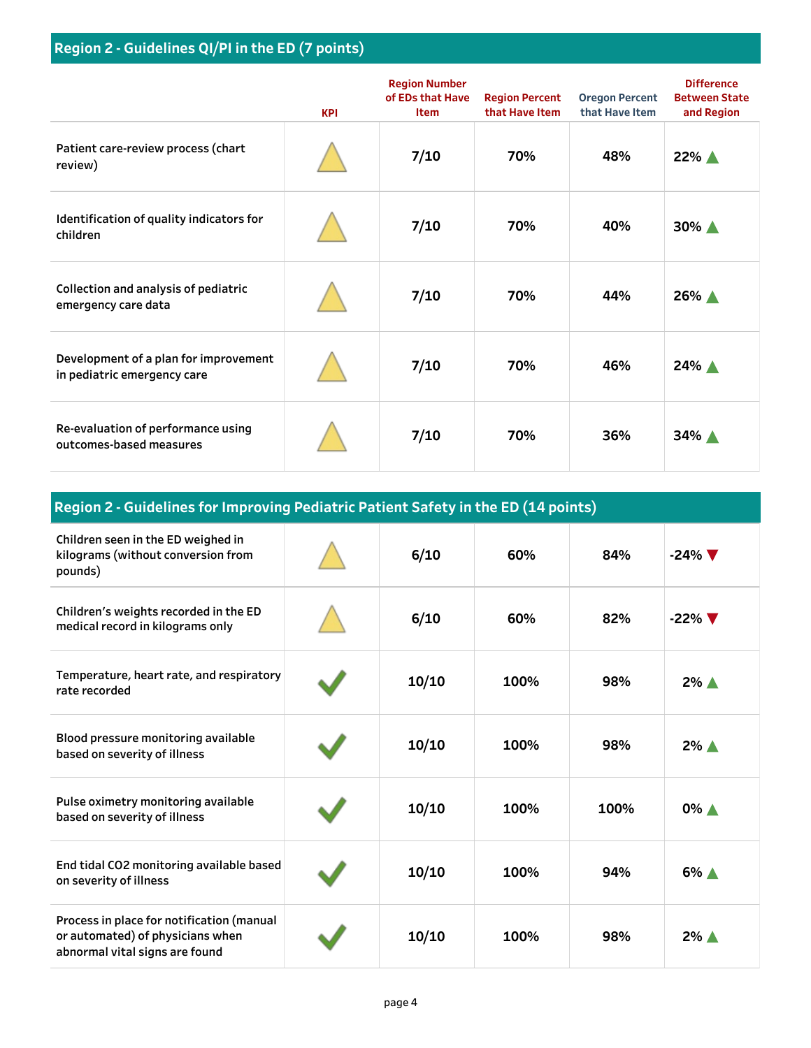## Region 2 - Guidelines QI/PI in the ED (7 points)

| | KPI | Region Number of EDs that Have Item | Region Percent that Have Item | Oregon Percent that Have Item | Difference Between State and Region |
|---|---|---|---|---|---|
| Patient care-review process (chart review) | △ | 7/10 | 70% | 48% | 22% ▲ |
| Identification of quality indicators for children | △ | 7/10 | 70% | 40% | 30% ▲ |
| Collection and analysis of pediatric emergency care data | △ | 7/10 | 70% | 44% | 26% ▲ |
| Development of a plan for improvement in pediatric emergency care | △ | 7/10 | 70% | 46% | 24% ▲ |
| Re-evaluation of performance using outcomes-based measures | △ | 7/10 | 70% | 36% | 34% ▲ |

## Region 2 - Guidelines for Improving Pediatric Patient Safety in the ED (14 points)

| | KPI | Region Number of EDs that Have Item | Region Percent that Have Item | Oregon Percent that Have Item | Difference Between State and Region |
|---|---|---|---|---|---|
| Children seen in the ED weighed in kilograms (without conversion from pounds) | △ | 6/10 | 60% | 84% | -24% ▼ |
| Children's weights recorded in the ED medical record in kilograms only | △ | 6/10 | 60% | 82% | -22% ▼ |
| Temperature, heart rate, and respiratory rate recorded | ✓ | 10/10 | 100% | 98% | 2% ▲ |
| Blood pressure monitoring available based on severity of illness | ✓ | 10/10 | 100% | 98% | 2% ▲ |
| Pulse oximetry monitoring available based on severity of illness | ✓ | 10/10 | 100% | 100% | 0% ▲ |
| End tidal CO2 monitoring available based on severity of illness | ✓ | 10/10 | 100% | 94% | 6% ▲ |
| Process in place for notification (manual or automated) of physicians when abnormal vital signs are found | ✓ | 10/10 | 100% | 98% | 2% ▲ |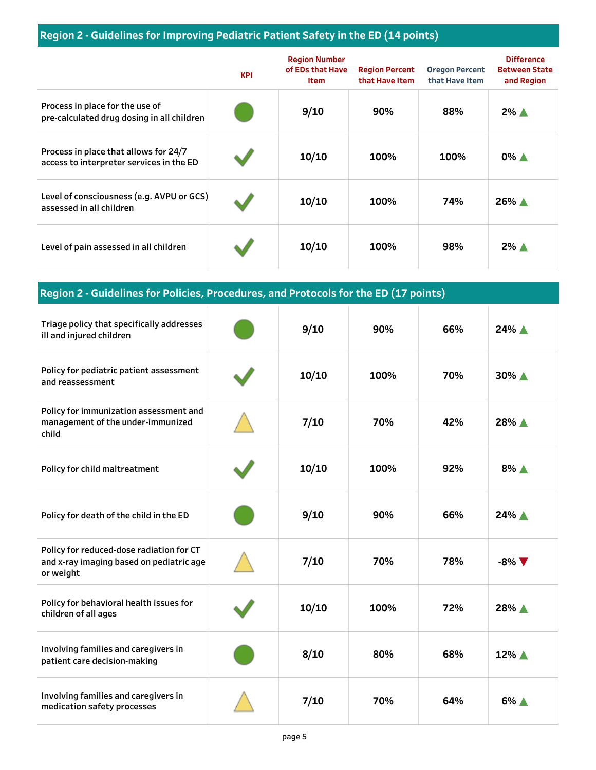## Region 2 - Guidelines for Improving Pediatric Patient Safety in the ED (14 points)

| | KPI | Region Number of EDs that Have Item | Region Percent that Have Item | Oregon Percent that Have Item | Difference Between State and Region |
|---|---|---|---|---|---|
| Process in place for the use of pre-calculated drug dosing in all children | ● | 9/10 | 90% | 88% | 2% ▲ |
| Process in place that allows for 24/7 access to interpreter services in the ED | ✓ | 10/10 | 100% | 100% | 0% ▲ |
| Level of consciousness (e.g. AVPU or GCS) assessed in all children | ✓ | 10/10 | 100% | 74% | 26% ▲ |
| Level of pain assessed in all children | ✓ | 10/10 | 100% | 98% | 2% ▲ |

## Region 2 - Guidelines for Policies, Procedures, and Protocols for the ED (17 points)

| | KPI | Region Number of EDs that Have Item | Region Percent that Have Item | Oregon Percent that Have Item | Difference Between State and Region |
|---|---|---|---|---|---|
| Triage policy that specifically addresses ill and injured children | ● | 9/10 | 90% | 66% | 24% ▲ |
| Policy for pediatric patient assessment and reassessment | ✓ | 10/10 | 100% | 70% | 30% ▲ |
| Policy for immunization assessment and management of the under-immunized child | △ | 7/10 | 70% | 42% | 28% ▲ |
| Policy for child maltreatment | ✓ | 10/10 | 100% | 92% | 8% ▲ |
| Policy for death of the child in the ED | ● | 9/10 | 90% | 66% | 24% ▲ |
| Policy for reduced-dose radiation for CT and x-ray imaging based on pediatric age or weight | △ | 7/10 | 70% | 78% | -8% ▼ |
| Policy for behavioral health issues for children of all ages | ✓ | 10/10 | 100% | 72% | 28% ▲ |
| Involving families and caregivers in patient care decision-making | ● | 8/10 | 80% | 68% | 12% ▲ |
| Involving families and caregivers in medication safety processes | △ | 7/10 | 70% | 64% | 6% ▲ |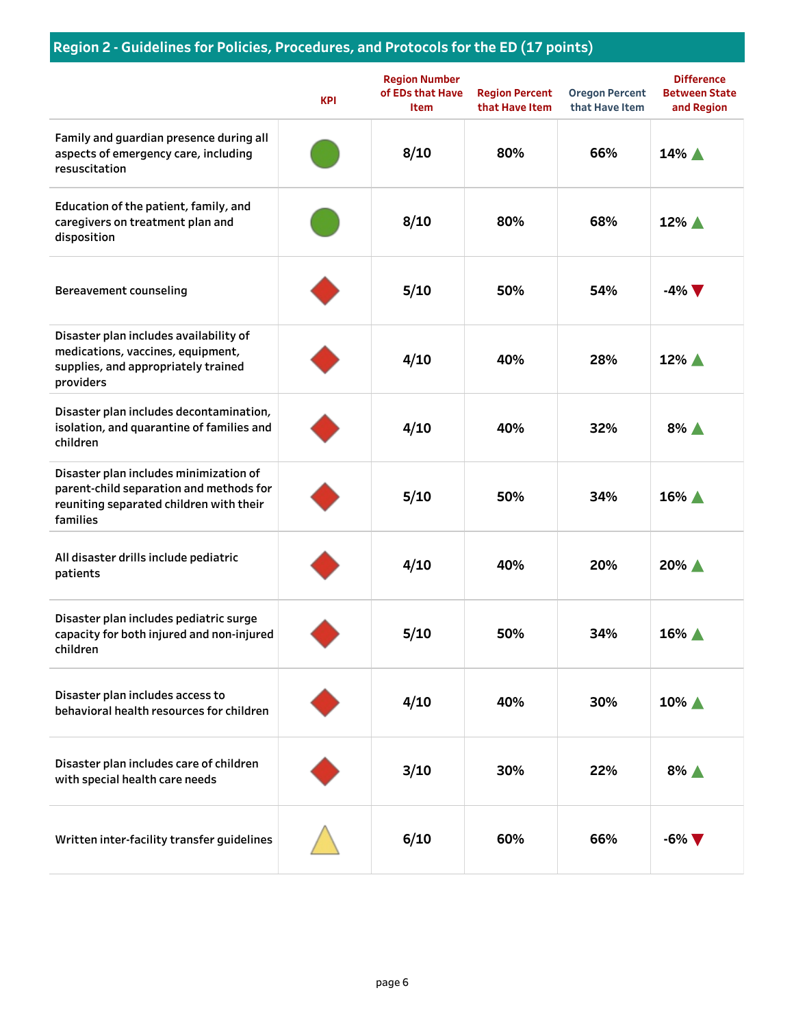## Region 2 - Guidelines for Policies, Procedures, and Protocols for the ED (17 points)

| | KPI | Region Number of EDs that Have Item | Region Percent that Have Item | Oregon Percent that Have Item | Difference Between State and Region |
|---|---|---|---|---|---|
| Family and guardian presence during all aspects of emergency care, including resuscitation | ● | 8/10 | 80% | 66% | 14% ▲ |
| Education of the patient, family, and caregivers on treatment plan and disposition | ● | 8/10 | 80% | 68% | 12% ▲ |
| Bereavement counseling | ◆ | 5/10 | 50% | 54% | -4% ▼ |
| Disaster plan includes availability of medications, vaccines, equipment, supplies, and appropriately trained providers | ◆ | 4/10 | 40% | 28% | 12% ▲ |
| Disaster plan includes decontamination, isolation, and quarantine of families and children | ◆ | 4/10 | 40% | 32% | 8% ▲ |
| Disaster plan includes minimization of parent-child separation and methods for reuniting separated children with their families | ◆ | 5/10 | 50% | 34% | 16% ▲ |
| All disaster drills include pediatric patients | ◆ | 4/10 | 40% | 20% | 20% ▲ |
| Disaster plan includes pediatric surge capacity for both injured and non-injured children | ◆ | 5/10 | 50% | 34% | 16% ▲ |
| Disaster plan includes access to behavioral health resources for children | ◆ | 4/10 | 40% | 30% | 10% ▲ |
| Disaster plan includes care of children with special health care needs | ◆ | 3/10 | 30% | 22% | 8% ▲ |
| Written inter-facility transfer guidelines | ▲ | 6/10 | 60% | 66% | -6% ▼ |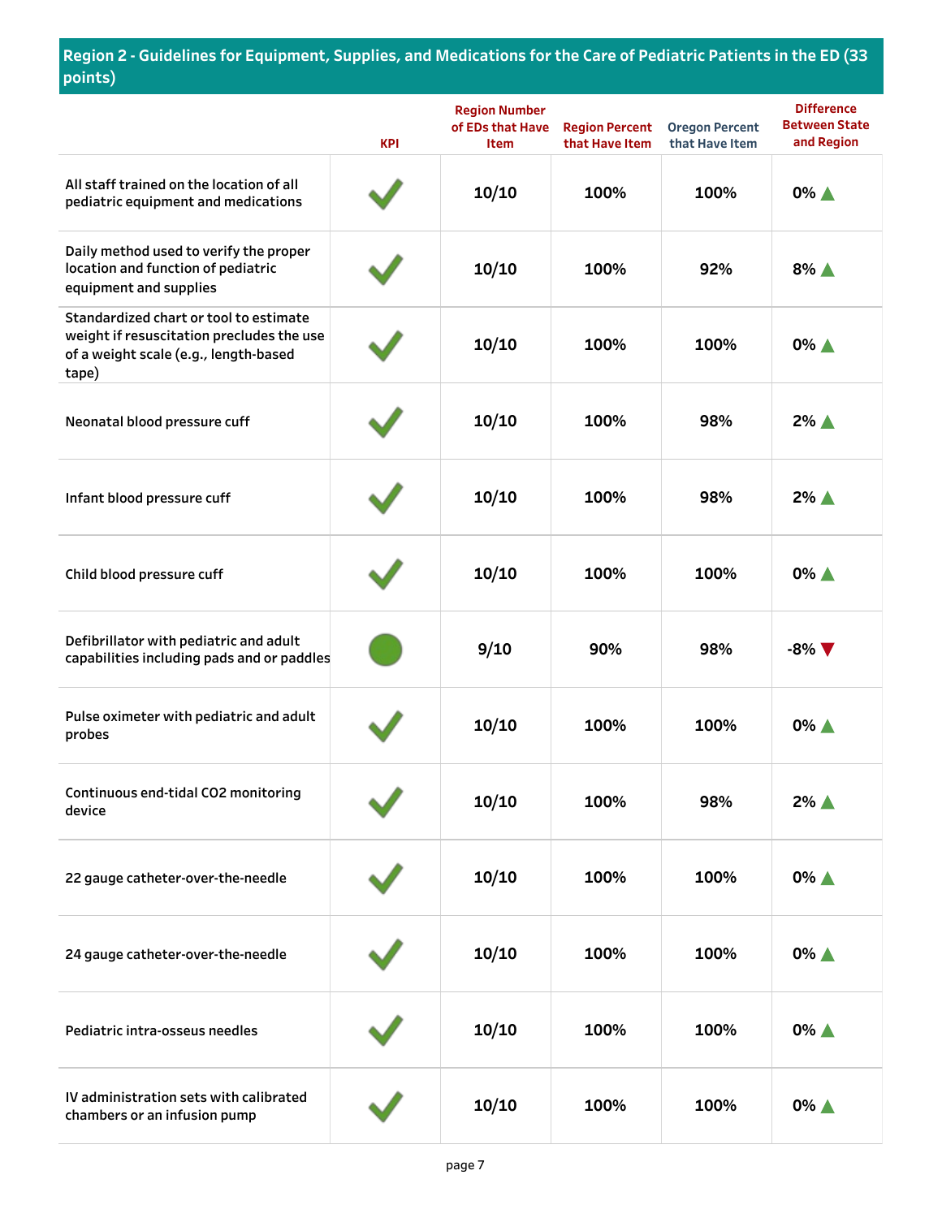## Region 2 - Guidelines for Equipment, Supplies, and Medications for the Care of Pediatric Patients in the ED (33 points)

| | KPI | Region Number of EDs that Have Item | Region Percent that Have Item | Oregon Percent that Have Item | Difference Between State and Region |
|---|---|---|---|---|---|
| All staff trained on the location of all pediatric equipment and medications | ✔ | 10/10 | 100% | 100% | 0% ▲ |
| Daily method used to verify the proper location and function of pediatric equipment and supplies | ✔ | 10/10 | 100% | 92% | 8% ▲ |
| Standardized chart or tool to estimate weight if resuscitation precludes the use of a weight scale (e.g., length-based tape) | ✔ | 10/10 | 100% | 100% | 0% ▲ |
| Neonatal blood pressure cuff | ✔ | 10/10 | 100% | 98% | 2% ▲ |
| Infant blood pressure cuff | ✔ | 10/10 | 100% | 98% | 2% ▲ |
| Child blood pressure cuff | ✔ | 10/10 | 100% | 100% | 0% ▲ |
| Defibrillator with pediatric and adult capabilities including pads and or paddles | ● | 9/10 | 90% | 98% | -8% ▼ |
| Pulse oximeter with pediatric and adult probes | ✔ | 10/10 | 100% | 100% | 0% ▲ |
| Continuous end-tidal CO2 monitoring device | ✔ | 10/10 | 100% | 98% | 2% ▲ |
| 22 gauge catheter-over-the-needle | ✔ | 10/10 | 100% | 100% | 0% ▲ |
| 24 gauge catheter-over-the-needle | ✔ | 10/10 | 100% | 100% | 0% ▲ |
| Pediatric intra-osseus needles | ✔ | 10/10 | 100% | 100% | 0% ▲ |
| IV administration sets with calibrated chambers or an infusion pump | ✔ | 10/10 | 100% | 100% | 0% ▲ |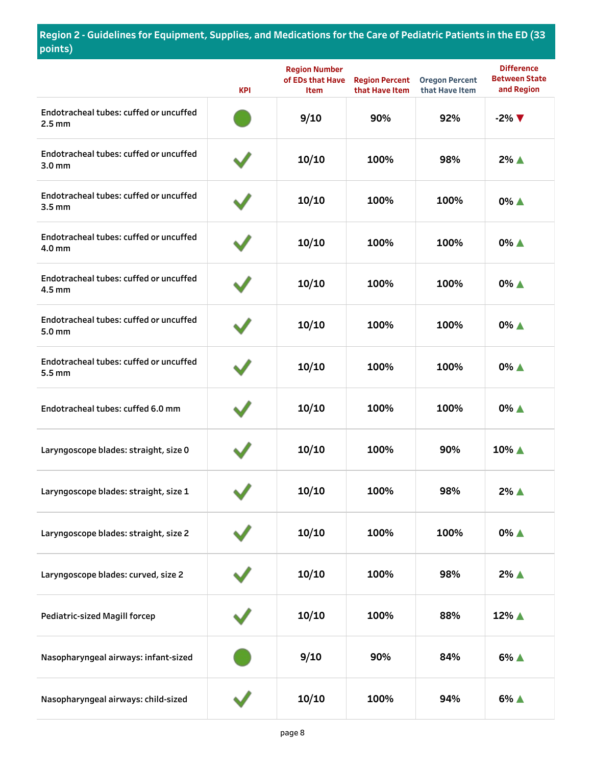## Region 2 - Guidelines for Equipment, Supplies, and Medications for the Care of Pediatric Patients in the ED (33 points)

| | KPI | Region Number of EDs that Have Item | Region Percent that Have Item | Oregon Percent that Have Item | Difference Between State and Region |
|---|---|---|---|---|---|
| Endotracheal tubes: cuffed or uncuffed 2.5 mm | ● | 9/10 | 90% | 92% | -2% ▼ |
| Endotracheal tubes: cuffed or uncuffed 3.0 mm | ✔ | 10/10 | 100% | 98% | 2% ▲ |
| Endotracheal tubes: cuffed or uncuffed 3.5 mm | ✔ | 10/10 | 100% | 100% | 0% ▲ |
| Endotracheal tubes: cuffed or uncuffed 4.0 mm | ✔ | 10/10 | 100% | 100% | 0% ▲ |
| Endotracheal tubes: cuffed or uncuffed 4.5 mm | ✔ | 10/10 | 100% | 100% | 0% ▲ |
| Endotracheal tubes: cuffed or uncuffed 5.0 mm | ✔ | 10/10 | 100% | 100% | 0% ▲ |
| Endotracheal tubes: cuffed or uncuffed 5.5 mm | ✔ | 10/10 | 100% | 100% | 0% ▲ |
| Endotracheal tubes: cuffed 6.0 mm | ✔ | 10/10 | 100% | 100% | 0% ▲ |
| Laryngoscope blades: straight, size 0 | ✔ | 10/10 | 100% | 90% | 10% ▲ |
| Laryngoscope blades: straight, size 1 | ✔ | 10/10 | 100% | 98% | 2% ▲ |
| Laryngoscope blades: straight, size 2 | ✔ | 10/10 | 100% | 100% | 0% ▲ |
| Laryngoscope blades: curved, size 2 | ✔ | 10/10 | 100% | 98% | 2% ▲ |
| Pediatric-sized Magill forcep | ✔ | 10/10 | 100% | 88% | 12% ▲ |
| Nasopharyngeal airways: infant-sized | ● | 9/10 | 90% | 84% | 6% ▲ |
| Nasopharyngeal airways: child-sized | ✔ | 10/10 | 100% | 94% | 6% ▲ |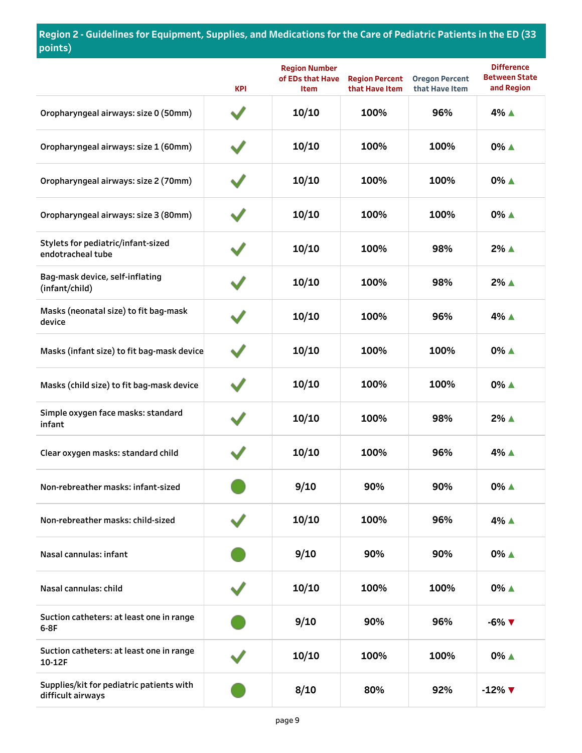## Region 2 - Guidelines for Equipment, Supplies, and Medications for the Care of Pediatric Patients in the ED (33 points)

| | KPI | Region Number of EDs that Have Item | Region Percent that Have Item | Oregon Percent that Have Item | Difference Between State and Region |
|---|---|---|---|---|---|
| Oropharyngeal airways: size 0 (50mm) | ✓ | 10/10 | 100% | 96% | 4% ▲ |
| Oropharyngeal airways: size 1 (60mm) | ✓ | 10/10 | 100% | 100% | 0% ▲ |
| Oropharyngeal airways: size 2 (70mm) | ✓ | 10/10 | 100% | 100% | 0% ▲ |
| Oropharyngeal airways: size 3 (80mm) | ✓ | 10/10 | 100% | 100% | 0% ▲ |
| Stylets for pediatric/infant-sized endotracheal tube | ✓ | 10/10 | 100% | 98% | 2% ▲ |
| Bag-mask device, self-inflating (infant/child) | ✓ | 10/10 | 100% | 98% | 2% ▲ |
| Masks (neonatal size) to fit bag-mask device | ✓ | 10/10 | 100% | 96% | 4% ▲ |
| Masks (infant size) to fit bag-mask device | ✓ | 10/10 | 100% | 100% | 0% ▲ |
| Masks (child size) to fit bag-mask device | ✓ | 10/10 | 100% | 100% | 0% ▲ |
| Simple oxygen face masks: standard infant | ✓ | 10/10 | 100% | 98% | 2% ▲ |
| Clear oxygen masks: standard child | ✓ | 10/10 | 100% | 96% | 4% ▲ |
| Non-rebreather masks: infant-sized | ● | 9/10 | 90% | 90% | 0% ▲ |
| Non-rebreather masks: child-sized | ✓ | 10/10 | 100% | 96% | 4% ▲ |
| Nasal cannulas: infant | ● | 9/10 | 90% | 90% | 0% ▲ |
| Nasal cannulas: child | ✓ | 10/10 | 100% | 100% | 0% ▲ |
| Suction catheters: at least one in range 6-8F | ● | 9/10 | 90% | 96% | -6% ▼ |
| Suction catheters: at least one in range 10-12F | ✓ | 10/10 | 100% | 100% | 0% ▲ |
| Supplies/kit for pediatric patients with difficult airways | ● | 8/10 | 80% | 92% | -12% ▼ |